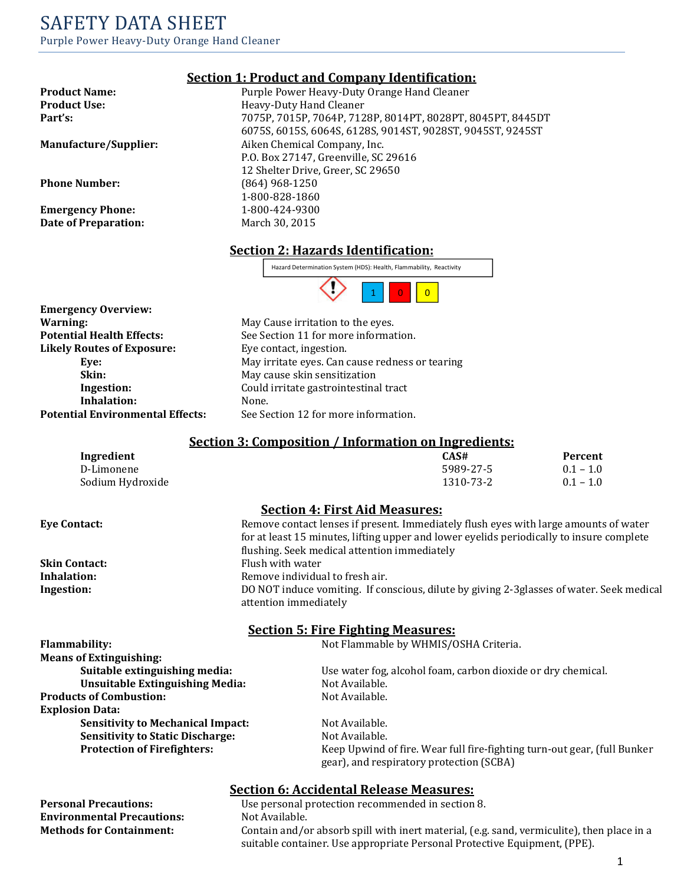# SAFETY DATA SHEET

Purple Power Heavy-Duty Orange Hand Cleaner

## Section 1: Product and Company Identification:

**Product Name:** Purple Power Heavy-Duty Orange Hand Cleaner
**Product Use:** Heavy-Duty Hand Cleaner
**Part's:** 7075P, 7015P, 7064P, 7128P, 8014PT, 8028PT, 8045PT, 8445DT
6075S, 6015S, 6064S, 6128S, 9014ST, 9028ST, 9045ST, 9245ST
**Manufacture/Supplier:** Aiken Chemical Company, Inc.
P.O. Box 27147, Greenville, SC 29616
12 Shelter Drive, Greer, SC 29650
**Phone Number:** (864) 968-1250
1-800-828-1860
**Emergency Phone:** 1-800-424-9300
**Date of Preparation:** March 30, 2015

## Section 2: Hazards Identification:

Hazard Determination System (HDS): Health, Flammability, Reactivity

1 | 0 | 0

**Emergency Overview:**
**Warning:** May Cause irritation to the eyes.
**Potential Health Effects:** See Section 11 for more information.
**Likely Routes of Exposure:** Eye contact, ingestion.
- **Eye:** May irritate eyes. Can cause redness or tearing
- **Skin:** May cause skin sensitization
- **Ingestion:** Could irritate gastrointestinal tract
- **Inhalation:** None.

**Potential Environmental Effects:** See Section 12 for more information.

## Section 3: Composition / Information on Ingredients:

| Ingredient | CAS# | Percent |
|---|---|---|
| D-Limonene | 5989-27-5 | 0.1 – 1.0 |
| Sodium Hydroxide | 1310-73-2 | 0.1 – 1.0 |

## Section 4: First Aid Measures:

**Eye Contact:** Remove contact lenses if present. Immediately flush eyes with large amounts of water for at least 15 minutes, lifting upper and lower eyelids periodically to insure complete flushing. Seek medical attention immediately
**Skin Contact:** Flush with water
**Inhalation:** Remove individual to fresh air.
**Ingestion:** DO NOT induce vomiting. If conscious, dilute by giving 2-3glasses of water. Seek medical attention immediately

## Section 5: Fire Fighting Measures:

**Flammability:** Not Flammable by WHMIS/OSHA Criteria.
**Means of Extinguishing:**
- **Suitable extinguishing media:** Use water fog, alcohol foam, carbon dioxide or dry chemical.
- **Unsuitable Extinguishing Media:** Not Available.

**Products of Combustion:** Not Available.
**Explosion Data:**
- **Sensitivity to Mechanical Impact:** Not Available.
- **Sensitivity to Static Discharge:** Not Available.
- **Protection of Firefighters:** Keep Upwind of fire. Wear full fire-fighting turn-out gear, (full Bunker gear), and respiratory protection (SCBA)

## Section 6: Accidental Release Measures:

**Personal Precautions:** Use personal protection recommended in section 8.
**Environmental Precautions:** Not Available.
**Methods for Containment:** Contain and/or absorb spill with inert material, (e.g. sand, vermiculite), then place in a suitable container. Use appropriate Personal Protective Equipment, (PPE).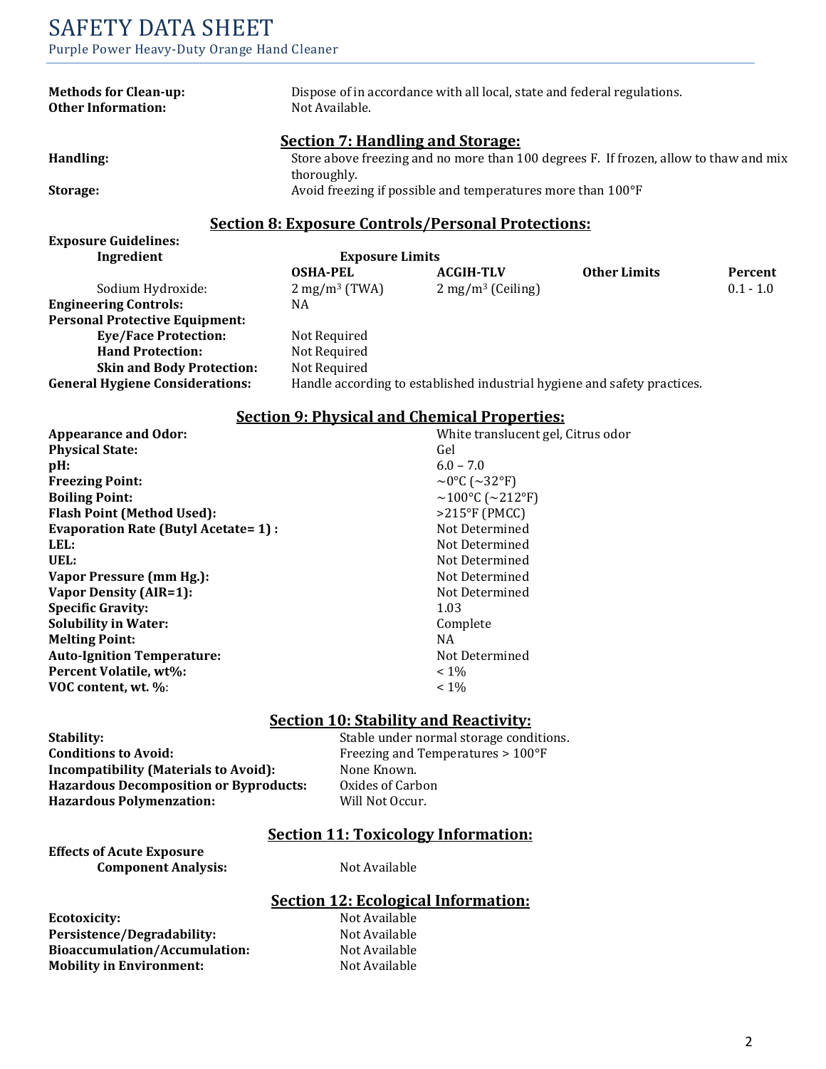| | |
|---|---|
| **Methods for Clean-up:** | Dispose of in accordance with all local, state and federal regulations. |
| **Other Information:** | Not Available. |

## Section 7: Handling and Storage:

| | |
|---|---|
| **Handling:** | Store above freezing and no more than 100 degrees F. If frozen, allow to thaw and mix thoroughly. |
| **Storage:** | Avoid freezing if possible and temperatures more than 100°F |

## Section 8: Exposure Controls/Personal Protections:

**Exposure Guidelines:**

| Ingredient | Exposure Limits | | | |
|---|---|---|---|---|
| | **OSHA-PEL** | **ACGIH-TLV** | **Other Limits** | **Percent** |
| Sodium Hydroxide: | 2 mg/m$^3$ (TWA) | 2 mg/m$^3$ (Ceiling) | | 0.1 - 1.0 |

| | |
|---|---|
| **Engineering Controls:** | NA |
| **Personal Protective Equipment:** | |
| **Eye/Face Protection:** | Not Required |
| **Hand Protection:** | Not Required |
| **Skin and Body Protection:** | Not Required |
| **General Hygiene Considerations:** | Handle according to established industrial hygiene and safety practices. |

## Section 9: Physical and Chemical Properties:

| | |
|---|---|
| **Appearance and Odor:** | White translucent gel, Citrus odor |
| **Physical State:** | Gel |
| **pH:** | 6.0 – 7.0 |
| **Freezing Point:** | ~0°C (~32°F) |
| **Boiling Point:** | ~100°C (~212°F) |
| **Flash Point (Method Used):** | >215°F (PMCC) |
| **Evaporation Rate (Butyl Acetate= 1) :** | Not Determined |
| **LEL:** | Not Determined |
| **UEL:** | Not Determined |
| **Vapor Pressure (mm Hg.):** | Not Determined |
| **Vapor Density (AIR=1):** | Not Determined |
| **Specific Gravity:** | 1.03 |
| **Solubility in Water:** | Complete |
| **Melting Point:** | NA |
| **Auto-Ignition Temperature:** | Not Determined |
| **Percent Volatile, wt%:** | < 1% |
| **VOC content, wt. %:** | < 1% |

## Section 10: Stability and Reactivity:

| | |
|---|---|
| **Stability:** | Stable under normal storage conditions. |
| **Conditions to Avoid:** | Freezing and Temperatures > 100°F |
| **Incompatibility (Materials to Avoid):** | None Known. |
| **Hazardous Decomposition or Byproducts:** | Oxides of Carbon |
| **Hazardous Polymenzation:** | Will Not Occur. |

## Section 11: Toxicology Information:

| | |
|---|---|
| **Effects of Acute Exposure** | |
| **Component Analysis:** | Not Available |

## Section 12: Ecological Information:

| | |
|---|---|
| **Ecotoxicity:** | Not Available |
| **Persistence/Degradability:** | Not Available |
| **Bioaccumulation/Accumulation:** | Not Available |
| **Mobility in Environment:** | Not Available |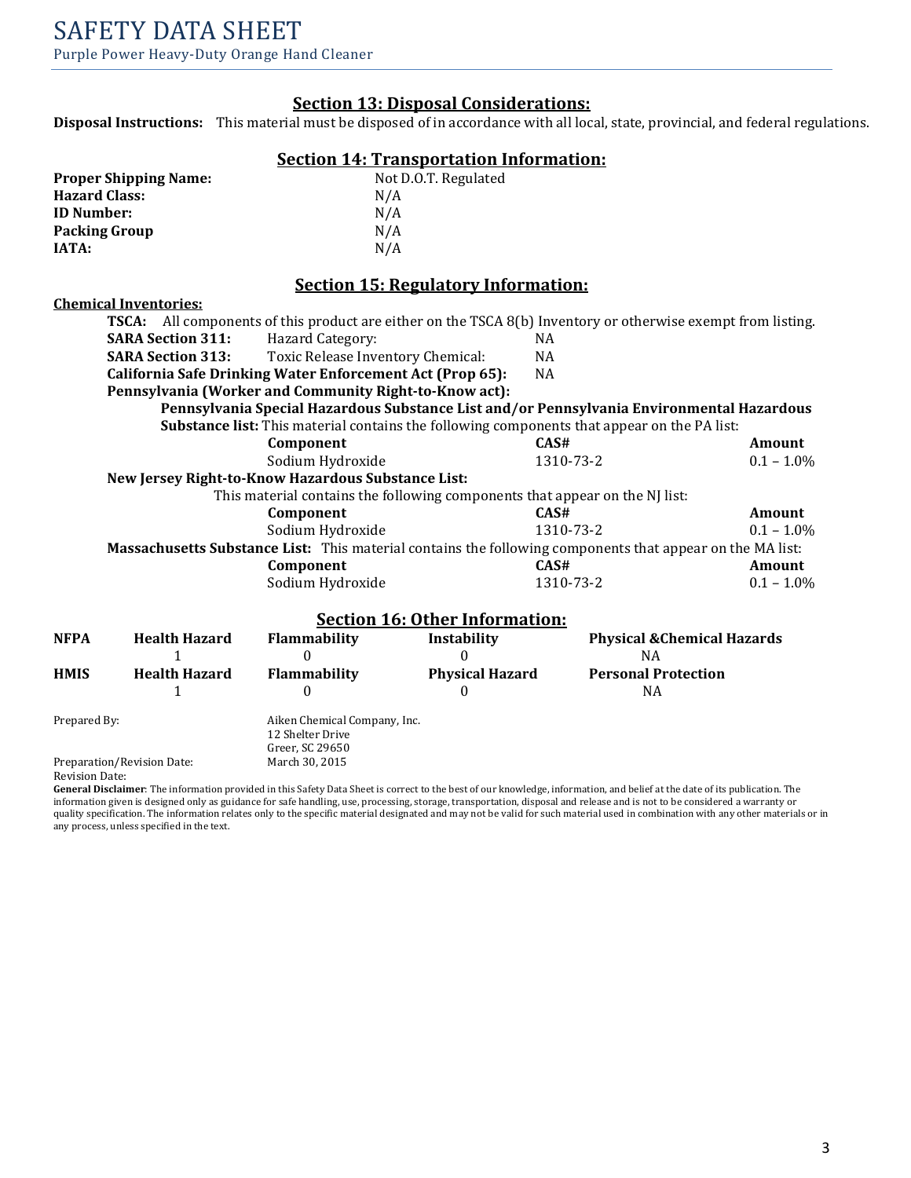## Section 13: Disposal Considerations:

**Disposal Instructions:** This material must be disposed of in accordance with all local, state, provincial, and federal regulations.

## Section 14: Transportation Information:

| | |
|---|---|
| **Proper Shipping Name:** | Not D.O.T. Regulated |
| **Hazard Class:** | N/A |
| **ID Number:** | N/A |
| **Packing Group** | N/A |
| **IATA:** | N/A |

## Section 15: Regulatory Information:

**Chemical Inventories:**

**TSCA:** All components of this product are either on the TSCA 8(b) Inventory or otherwise exempt from listing.

| | | |
|---|---|---|
| **SARA Section 311:** | Hazard Category: | NA |
| **SARA Section 313:** | Toxic Release Inventory Chemical: | NA |
| **California Safe Drinking Water Enforcement Act (Prop 65):** | | NA |

**Pennsylvania (Worker and Community Right-to-Know act):**

**Pennsylvania Special Hazardous Substance List and/or Pennsylvania Environmental Hazardous Substance list:** This material contains the following components that appear on the PA list:

| Component | CAS# | Amount |
|---|---|---|
| Sodium Hydroxide | 1310-73-2 | 0.1 – 1.0% |

**New Jersey Right-to-Know Hazardous Substance List:**

This material contains the following components that appear on the NJ list:

| Component | CAS# | Amount |
|---|---|---|
| Sodium Hydroxide | 1310-73-2 | 0.1 – 1.0% |

**Massachusetts Substance List:** This material contains the following components that appear on the MA list:

| Component | CAS# | Amount |
|---|---|---|
| Sodium Hydroxide | 1310-73-2 | 0.1 – 1.0% |

## Section 16: Other Information:

| | | | | |
|---|---|---|---|---|
| **NFPA** | **Health Hazard** | **Flammability** | **Instability** | **Physical &Chemical Hazards** |
| | 1 | 0 | 0 | NA |
| **HMIS** | **Health Hazard** | **Flammability** | **Physical Hazard** | **Personal Protection** |
| | 1 | 0 | 0 | NA |

Prepared By: Aiken Chemical Company, Inc.
12 Shelter Drive
Greer, SC 29650

Preparation/Revision Date: March 30, 2015

Revision Date:

**General Disclaimer**: The information provided in this Safety Data Sheet is correct to the best of our knowledge, information, and belief at the date of its publication. The information given is designed only as guidance for safe handling, use, processing, storage, transportation, disposal and release and is not to be considered a warranty or quality specification. The information relates only to the specific material designated and may not be valid for such material used in combination with any other materials or in any process, unless specified in the text.